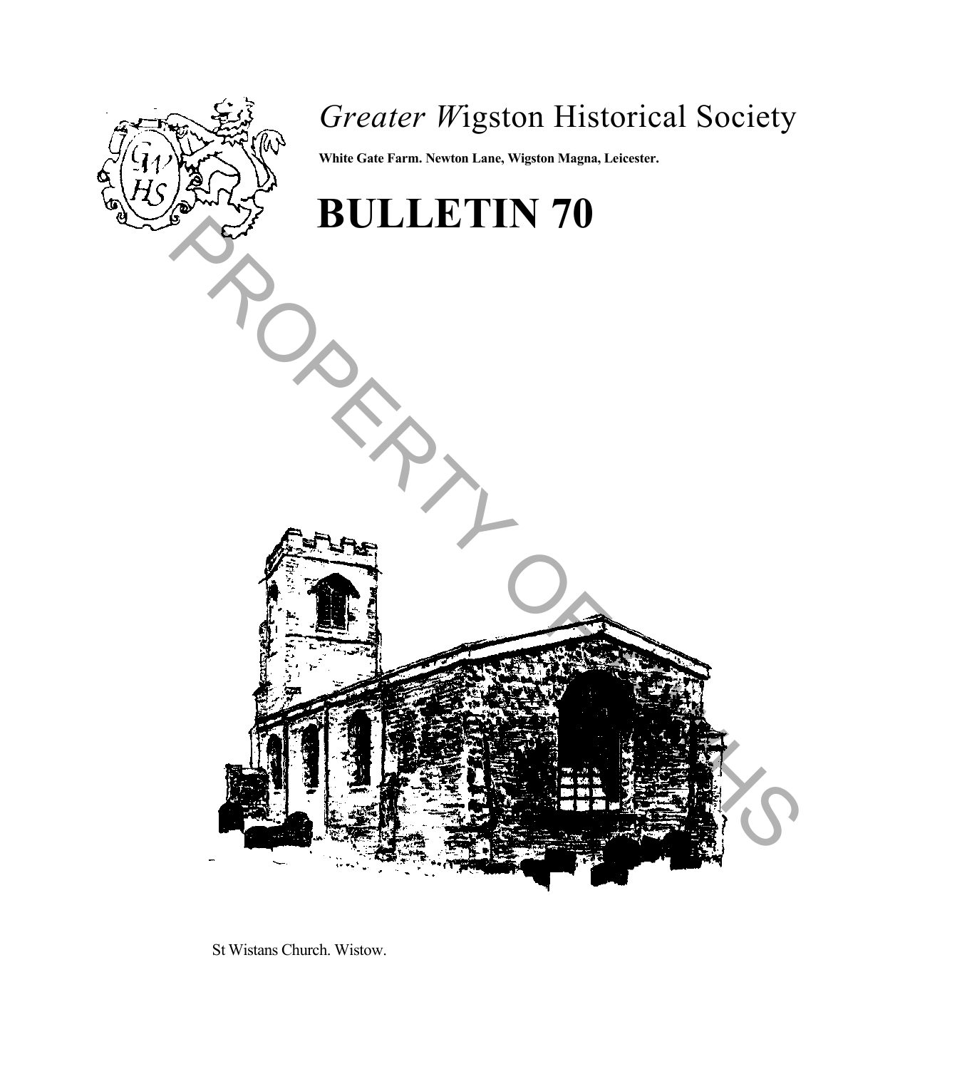# *Greater W*igston Historical Society

**White Gate Farm. Newton Lane, Wigston Magna, Leicester.**

# BULLETIN 70

St Wistans Church. Wistow.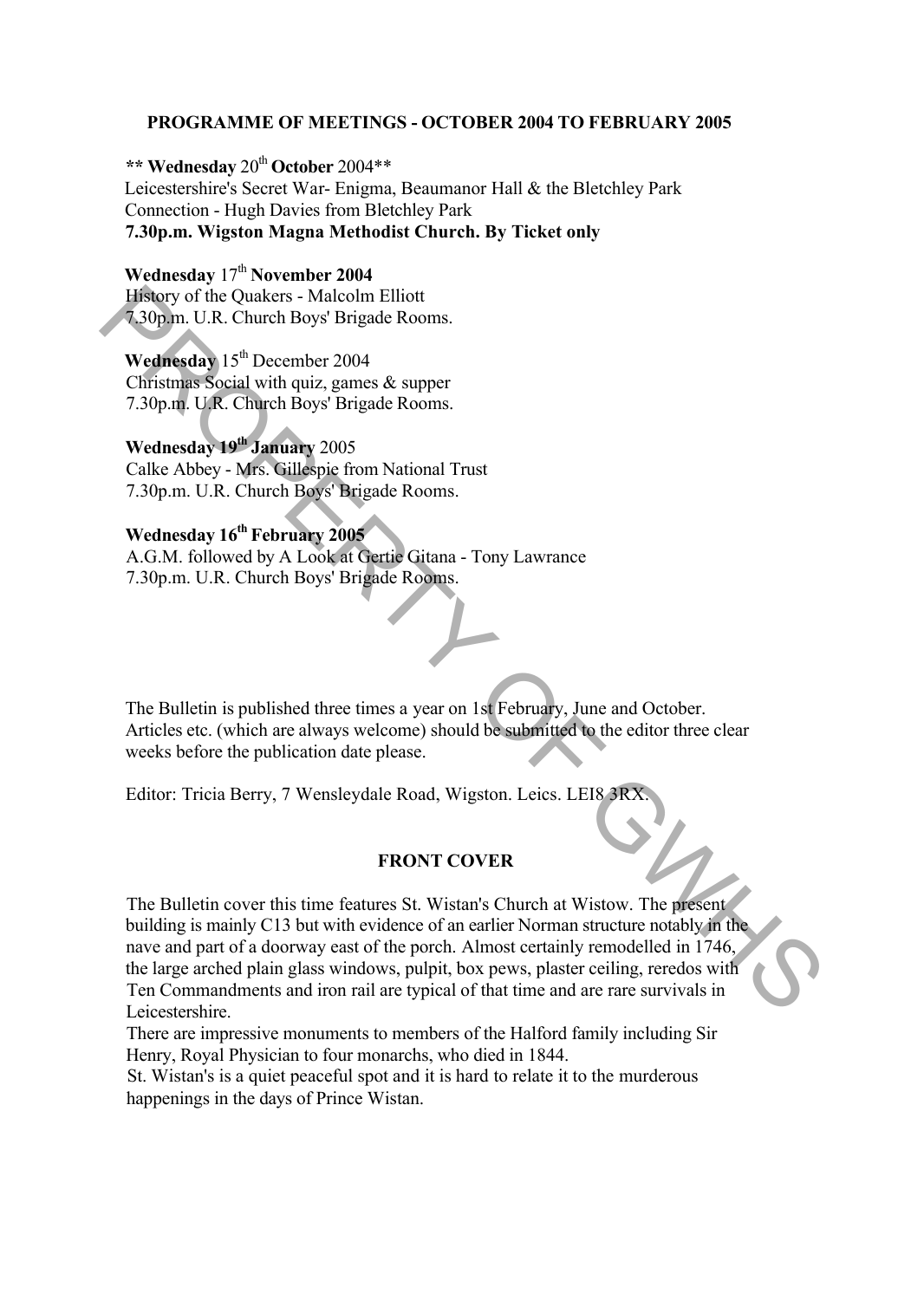## PROGRAMME OF MEETINGS - OCTOBER 2004 TO FEBRUARY 2005

**\*\* Wednesday 20th October 2004\*\***
Leicestershire's Secret War- Enigma, Beaumanor Hall & the Bletchley Park Connection - Hugh Davies from Bletchley Park
**7.30p.m. Wigston Magna Methodist Church. By Ticket only**

**Wednesday 17th November 2004**
History of the Quakers - Malcolm Elliott
7.30p.m. U.R. Church Boys' Brigade Rooms.

**Wednesday** 15th December 2004
Christmas Social with quiz, games & supper
7.30p.m. U.R. Church Boys' Brigade Rooms.

**Wednesday 19th January** 2005
Calke Abbey - Mrs. Gillespie from National Trust
7.30p.m. U.R. Church Boys' Brigade Rooms.

**Wednesday 16th February 2005**
A.G.M. followed by A Look at Gertie Gitana - Tony Lawrance
7.30p.m. U.R. Church Boys' Brigade Rooms.

The Bulletin is published three times a year on 1st February, June and October. Articles etc. (which are always welcome) should be submitted to the editor three clear weeks before the publication date please.

Editor: Tricia Berry, 7 Wensleydale Road, Wigston. Leics. LEI8 3RX.

## FRONT COVER

The Bulletin cover this time features St. Wistan's Church at Wistow. The present building is mainly C13 but with evidence of an earlier Norman structure notably in the nave and part of a doorway east of the porch. Almost certainly remodelled in 1746, the large arched plain glass windows, pulpit, box pews, plaster ceiling, reredos with Ten Commandments and iron rail are typical of that time and are rare survivals in Leicestershire.

There are impressive monuments to members of the Halford family including Sir Henry, Royal Physician to four monarchs, who died in 1844.

St. Wistan's is a quiet peaceful spot and it is hard to relate it to the murderous happenings in the days of Prince Wistan.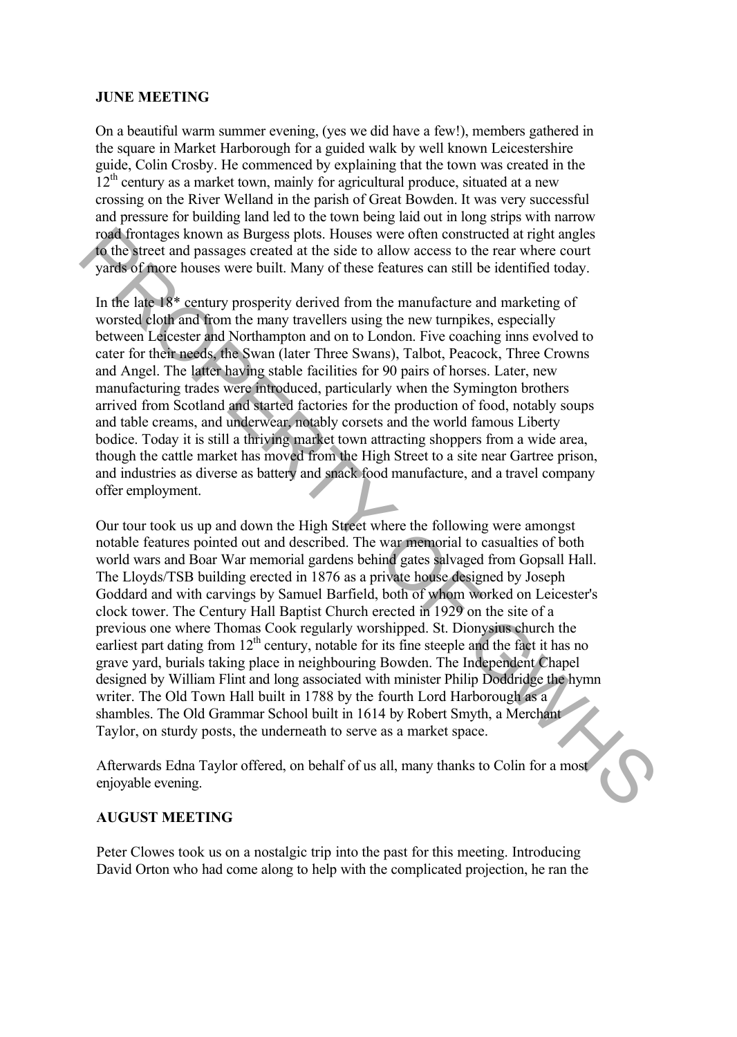## JUNE MEETING

On a beautiful warm summer evening, (yes we did have a few!), members gathered in the square in Market Harborough for a guided walk by well known Leicestershire guide, Colin Crosby. He commenced by explaining that the town was created in the 12th century as a market town, mainly for agricultural produce, situated at a new crossing on the River Welland in the parish of Great Bowden. It was very successful and pressure for building land led to the town being laid out in long strips with narrow road frontages known as Burgess plots. Houses were often constructed at right angles to the street and passages created at the side to allow access to the rear where court yards of more houses were built. Many of these features can still be identified today.

In the late 18* century prosperity derived from the manufacture and marketing of worsted cloth and from the many travellers using the new turnpikes, especially between Leicester and Northampton and on to London. Five coaching inns evolved to cater for their needs, the Swan (later Three Swans), Talbot, Peacock, Three Crowns and Angel. The latter having stable facilities for 90 pairs of horses. Later, new manufacturing trades were introduced, particularly when the Symington brothers arrived from Scotland and started factories for the production of food, notably soups and table creams, and underwear, notably corsets and the world famous Liberty bodice. Today it is still a thriving market town attracting shoppers from a wide area, though the cattle market has moved from the High Street to a site near Gartree prison, and industries as diverse as battery and snack food manufacture, and a travel company offer employment.

Our tour took us up and down the High Street where the following were amongst notable features pointed out and described. The war memorial to casualties of both world wars and Boar War memorial gardens behind gates salvaged from Gopsall Hall. The Lloyds/TSB building erected in 1876 as a private house designed by Joseph Goddard and with carvings by Samuel Barfield, both of whom worked on Leicester's clock tower. The Century Hall Baptist Church erected in 1929 on the site of a previous one where Thomas Cook regularly worshipped. St. Dionysius church the earliest part dating from 12th century, notable for its fine steeple and the fact it has no grave yard, burials taking place in neighbouring Bowden. The Independent Chapel designed by William Flint and long associated with minister Philip Doddridge the hymn writer. The Old Town Hall built in 1788 by the fourth Lord Harborough as a shambles. The Old Grammar School built in 1614 by Robert Smyth, a Merchant Taylor, on sturdy posts, the underneath to serve as a market space.

Afterwards Edna Taylor offered, on behalf of us all, many thanks to Colin for a most enjoyable evening.

## AUGUST MEETING

Peter Clowes took us on a nostalgic trip into the past for this meeting. Introducing David Orton who had come along to help with the complicated projection, he ran the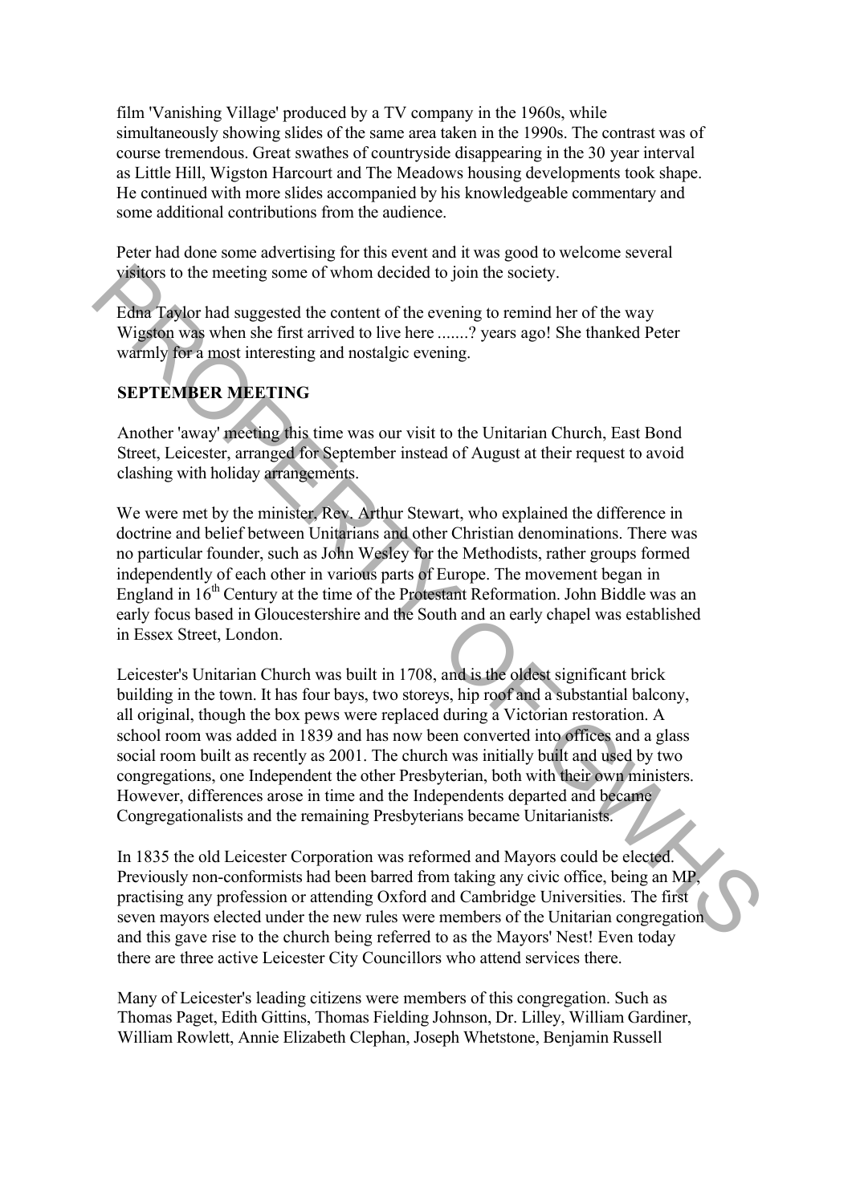film 'Vanishing Village' produced by a TV company in the 1960s, while simultaneously showing slides of the same area taken in the 1990s. The contrast was of course tremendous. Great swathes of countryside disappearing in the 30 year interval as Little Hill, Wigston Harcourt and The Meadows housing developments took shape. He continued with more slides accompanied by his knowledgeable commentary and some additional contributions from the audience.

Peter had done some advertising for this event and it was good to welcome several visitors to the meeting some of whom decided to join the society.

Edna Taylor had suggested the content of the evening to remind her of the way Wigston was when she first arrived to live here .......? years ago! She thanked Peter warmly for a most interesting and nostalgic evening.

## SEPTEMBER MEETING

Another 'away' meeting this time was our visit to the Unitarian Church, East Bond Street, Leicester, arranged for September instead of August at their request to avoid clashing with holiday arrangements.

We were met by the minister, Rev. Arthur Stewart, who explained the difference in doctrine and belief between Unitarians and other Christian denominations. There was no particular founder, such as John Wesley for the Methodists, rather groups formed independently of each other in various parts of Europe. The movement began in England in 16th Century at the time of the Protestant Reformation. John Biddle was an early focus based in Gloucestershire and the South and an early chapel was established in Essex Street, London.

Leicester's Unitarian Church was built in 1708, and is the oldest significant brick building in the town. It has four bays, two storeys, hip roof and a substantial balcony, all original, though the box pews were replaced during a Victorian restoration. A school room was added in 1839 and has now been converted into offices and a glass social room built as recently as 2001. The church was initially built and used by two congregations, one Independent the other Presbyterian, both with their own ministers. However, differences arose in time and the Independents departed and became Congregationalists and the remaining Presbyterians became Unitarianists.

In 1835 the old Leicester Corporation was reformed and Mayors could be elected. Previously non-conformists had been barred from taking any civic office, being an MP, practising any profession or attending Oxford and Cambridge Universities. The first seven mayors elected under the new rules were members of the Unitarian congregation and this gave rise to the church being referred to as the Mayors' Nest! Even today there are three active Leicester City Councillors who attend services there.

Many of Leicester's leading citizens were members of this congregation. Such as Thomas Paget, Edith Gittins, Thomas Fielding Johnson, Dr. Lilley, William Gardiner, William Rowlett, Annie Elizabeth Clephan, Joseph Whetstone, Benjamin Russell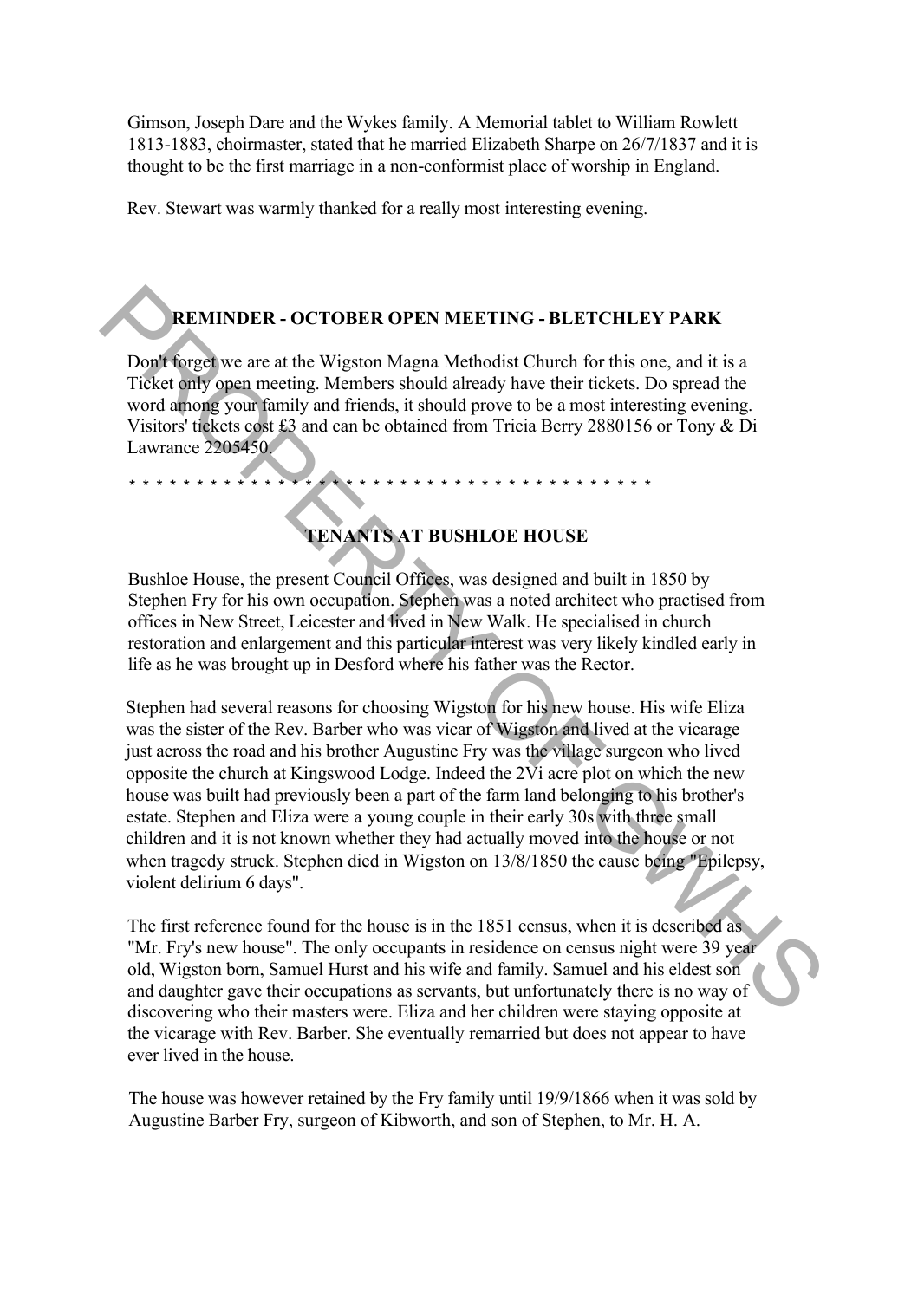Gimson, Joseph Dare and the Wykes family. A Memorial tablet to William Rowlett 1813-1883, choirmaster, stated that he married Elizabeth Sharpe on 26/7/1837 and it is thought to be the first marriage in a non-conformist place of worship in England.

Rev. Stewart was warmly thanked for a really most interesting evening.

## REMINDER - OCTOBER OPEN MEETING - BLETCHLEY PARK

Don't forget we are at the Wigston Magna Methodist Church for this one, and it is a Ticket only open meeting. Members should already have their tickets. Do spread the word among your family and friends, it should prove to be a most interesting evening. Visitors' tickets cost £3 and can be obtained from Tricia Berry 2880156 or Tony & Di Lawrance 2205450.

* * * * * * * * * * * * * * * * * * * * * * * * * * * * * * * * * * * * * * * * * *

## TENANTS AT BUSHLOE HOUSE

Bushloe House, the present Council Offices, was designed and built in 1850 by Stephen Fry for his own occupation. Stephen was a noted architect who practised from offices in New Street, Leicester and lived in New Walk. He specialised in church restoration and enlargement and this particular interest was very likely kindled early in life as he was brought up in Desford where his father was the Rector.

Stephen had several reasons for choosing Wigston for his new house. His wife Eliza was the sister of the Rev. Barber who was vicar of Wigston and lived at the vicarage just across the road and his brother Augustine Fry was the village surgeon who lived opposite the church at Kingswood Lodge. Indeed the 2Vi acre plot on which the new house was built had previously been a part of the farm land belonging to his brother's estate. Stephen and Eliza were a young couple in their early 30s with three small children and it is not known whether they had actually moved into the house or not when tragedy struck. Stephen died in Wigston on 13/8/1850 the cause being "Epilepsy, violent delirium 6 days".

The first reference found for the house is in the 1851 census, when it is described as "Mr. Fry's new house". The only occupants in residence on census night were 39 year old, Wigston born, Samuel Hurst and his wife and family. Samuel and his eldest son and daughter gave their occupations as servants, but unfortunately there is no way of discovering who their masters were. Eliza and her children were staying opposite at the vicarage with Rev. Barber. She eventually remarried but does not appear to have ever lived in the house.

The house was however retained by the Fry family until 19/9/1866 when it was sold by Augustine Barber Fry, surgeon of Kibworth, and son of Stephen, to Mr. H. A.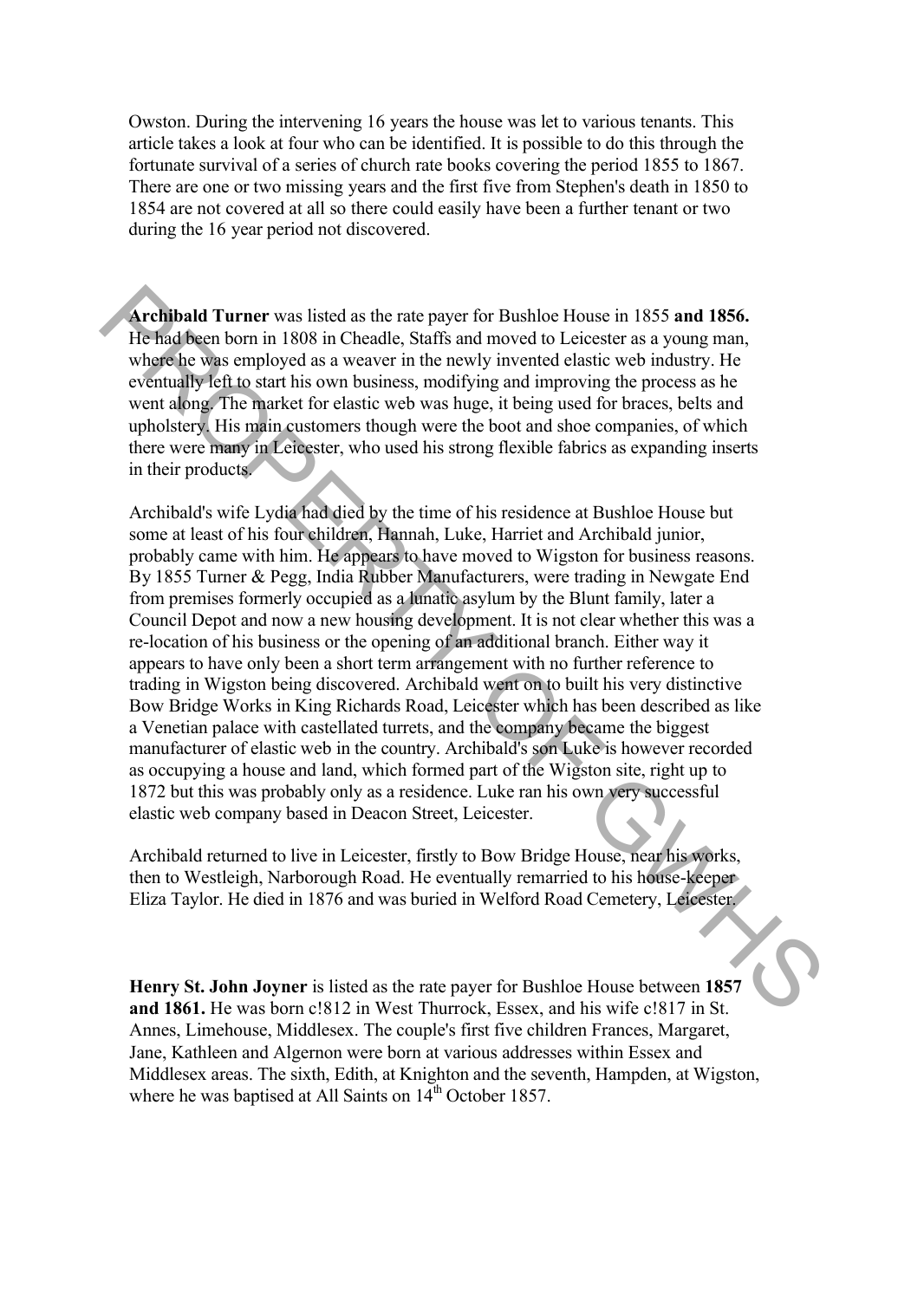Owston. During the intervening 16 years the house was let to various tenants. This article takes a look at four who can be identified. It is possible to do this through the fortunate survival of a series of church rate books covering the period 1855 to 1867. There are one or two missing years and the first five from Stephen's death in 1850 to 1854 are not covered at all so there could easily have been a further tenant or two during the 16 year period not discovered.

**Archibald Turner** was listed as the rate payer for Bushloe House in 1855 **and 1856.** He had been born in 1808 in Cheadle, Staffs and moved to Leicester as a young man, where he was employed as a weaver in the newly invented elastic web industry. He eventually left to start his own business, modifying and improving the process as he went along. The market for elastic web was huge, it being used for braces, belts and upholstery. His main customers though were the boot and shoe companies, of which there were many in Leicester, who used his strong flexible fabrics as expanding inserts in their products.

Archibald's wife Lydia had died by the time of his residence at Bushloe House but some at least of his four children, Hannah, Luke, Harriet and Archibald junior, probably came with him. He appears to have moved to Wigston for business reasons. By 1855 Turner & Pegg, India Rubber Manufacturers, were trading in Newgate End from premises formerly occupied as a lunatic asylum by the Blunt family, later a Council Depot and now a new housing development. It is not clear whether this was a re-location of his business or the opening of an additional branch. Either way it appears to have only been a short term arrangement with no further reference to trading in Wigston being discovered. Archibald went on to built his very distinctive Bow Bridge Works in King Richards Road, Leicester which has been described as like a Venetian palace with castellated turrets, and the company became the biggest manufacturer of elastic web in the country. Archibald's son Luke is however recorded as occupying a house and land, which formed part of the Wigston site, right up to 1872 but this was probably only as a residence. Luke ran his own very successful elastic web company based in Deacon Street, Leicester.

Archibald returned to live in Leicester, firstly to Bow Bridge House, near his works, then to Westleigh, Narborough Road. He eventually remarried to his house-keeper Eliza Taylor. He died in 1876 and was buried in Welford Road Cemetery, Leicester.

**Henry St. John Joyner** is listed as the rate payer for Bushloe House between **1857 and 1861.** He was born c!812 in West Thurrock, Essex, and his wife c!817 in St. Annes, Limehouse, Middlesex. The couple's first five children Frances, Margaret, Jane, Kathleen and Algernon were born at various addresses within Essex and Middlesex areas. The sixth, Edith, at Knighton and the seventh, Hampden, at Wigston, where he was baptised at All Saints on 14th October 1857.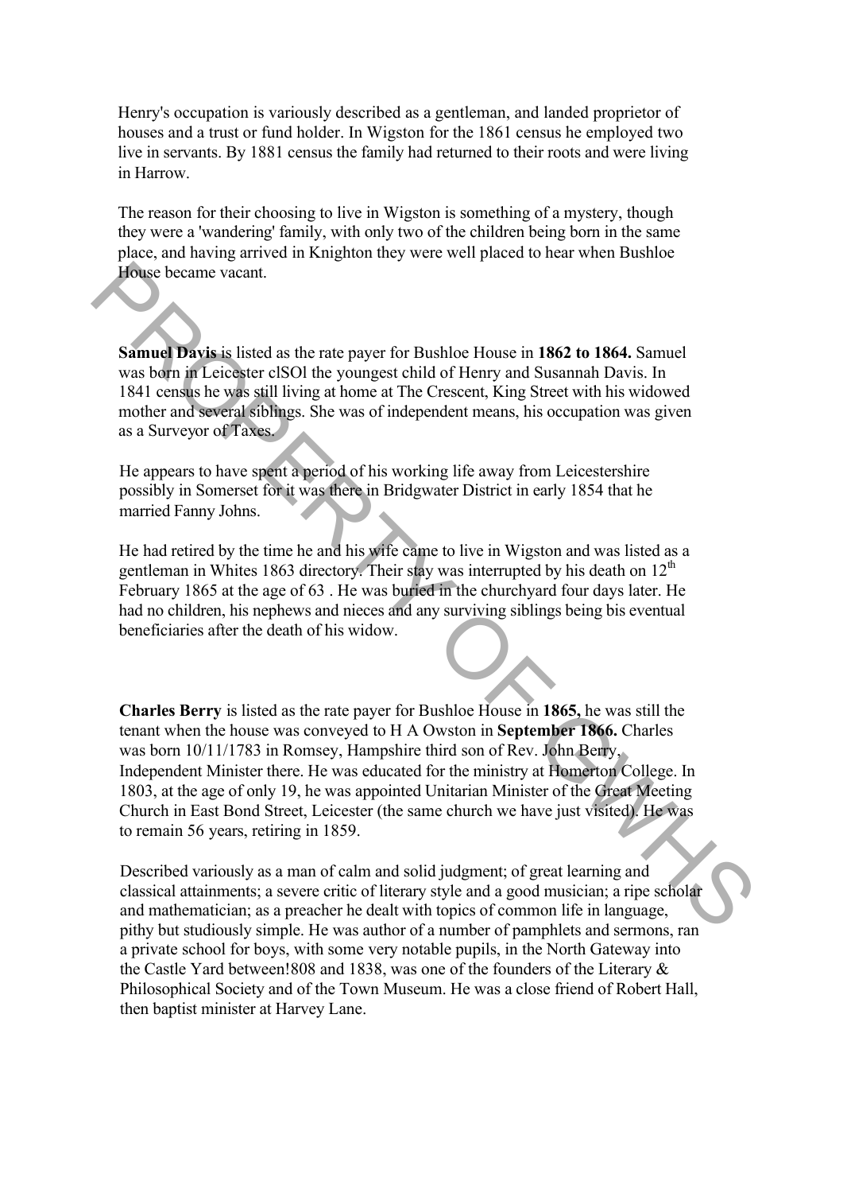Henry's occupation is variously described as a gentleman, and landed proprietor of houses and a trust or fund holder. In Wigston for the 1861 census he employed two live in servants. By 1881 census the family had returned to their roots and were living in Harrow.

The reason for their choosing to live in Wigston is something of a mystery, though they were a 'wandering' family, with only two of the children being born in the same place, and having arrived in Knighton they were well placed to hear when Bushloe House became vacant.

**Samuel Davis** is listed as the rate payer for Bushloe House in **1862 to 1864.** Samuel was born in Leicester clSOl the youngest child of Henry and Susannah Davis. In 1841 census he was still living at home at The Crescent, King Street with his widowed mother and several siblings. She was of independent means, his occupation was given as a Surveyor of Taxes.

He appears to have spent a period of his working life away from Leicestershire possibly in Somerset for it was there in Bridgwater District in early 1854 that he married Fanny Johns.

He had retired by the time he and his wife came to live in Wigston and was listed as a gentleman in Whites 1863 directory. Their stay was interrupted by his death on 12th February 1865 at the age of 63 . He was buried in the churchyard four days later. He had no children, his nephews and nieces and any surviving siblings being bis eventual beneficiaries after the death of his widow.

**Charles Berry** is listed as the rate payer for Bushloe House in **1865,** he was still the tenant when the house was conveyed to H A Owston in **September 1866.** Charles was born 10/11/1783 in Romsey, Hampshire third son of Rev. John Berry, Independent Minister there. He was educated for the ministry at Homerton College. In 1803, at the age of only 19, he was appointed Unitarian Minister of the Great Meeting Church in East Bond Street, Leicester (the same church we have just visited). He was to remain 56 years, retiring in 1859.

Described variously as a man of calm and solid judgment; of great learning and classical attainments; a severe critic of literary style and a good musician; a ripe scholar and mathematician; as a preacher he dealt with topics of common life in language, pithy but studiously simple. He was author of a number of pamphlets and sermons, ran a private school for boys, with some very notable pupils, in the North Gateway into the Castle Yard between!808 and 1838, was one of the founders of the Literary & Philosophical Society and of the Town Museum. He was a close friend of Robert Hall, then baptist minister at Harvey Lane.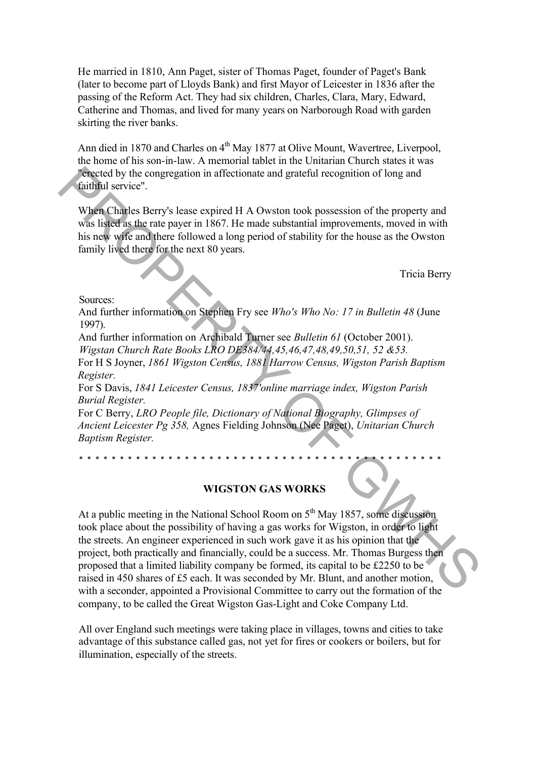He married in 1810, Ann Paget, sister of Thomas Paget, founder of Paget's Bank (later to become part of Lloyds Bank) and first Mayor of Leicester in 1836 after the passing of the Reform Act. They had six children, Charles, Clara, Mary, Edward, Catherine and Thomas, and lived for many years on Narborough Road with garden skirting the river banks.

Ann died in 1870 and Charles on 4th May 1877 at Olive Mount, Wavertree, Liverpool, the home of his son-in-law. A memorial tablet in the Unitarian Church states it was "erected by the congregation in affectionate and grateful recognition of long and faithful service".

When Charles Berry's lease expired H A Owston took possession of the property and was listed as the rate payer in 1867. He made substantial improvements, moved in with his new wife and there followed a long period of stability for the house as the Owston family lived there for the next 80 years.

Tricia Berry

Sources:
And further information on Stephen Fry see *Who's Who No: 17 in Bulletin 48* (June 1997).
And further information on Archibald Turner see *Bulletin 61* (October 2001).
*Wigstan Church Rate Books LRO DE384/44,45,46,47,48,49,50,51, 52 &53.*
For H S Joyner, *1861 Wigston Census, 1881 Harrow Census, Wigston Parish Baptism Register.*
For S Davis, *1841 Leicester Census, 1837'online marriage index, Wigston Parish Burial Register.*
For C Berry, *LRO People file, Dictionary of National Biography, Glimpses of Ancient Leicester Pg 358,* Agnes Fielding Johnson (Nee Paget), *Unitarian Church Baptism Register.*

* * * * * * * * * * * * * * * * * * * * * * * * * * * * * * * * * * * * * * * * * * * * * * * *

## WIGSTON GAS WORKS

At a public meeting in the National School Room on 5th May 1857, some discussion took place about the possibility of having a gas works for Wigston, in order to light the streets. An engineer experienced in such work gave it as his opinion that the project, both practically and financially, could be a success. Mr. Thomas Burgess then proposed that a limited liability company be formed, its capital to be £2250 to be raised in 450 shares of £5 each. It was seconded by Mr. Blunt, and another motion, with a seconder, appointed a Provisional Committee to carry out the formation of the company, to be called the Great Wigston Gas-Light and Coke Company Ltd.

All over England such meetings were taking place in villages, towns and cities to take advantage of this substance called gas, not yet for fires or cookers or boilers, but for illumination, especially of the streets.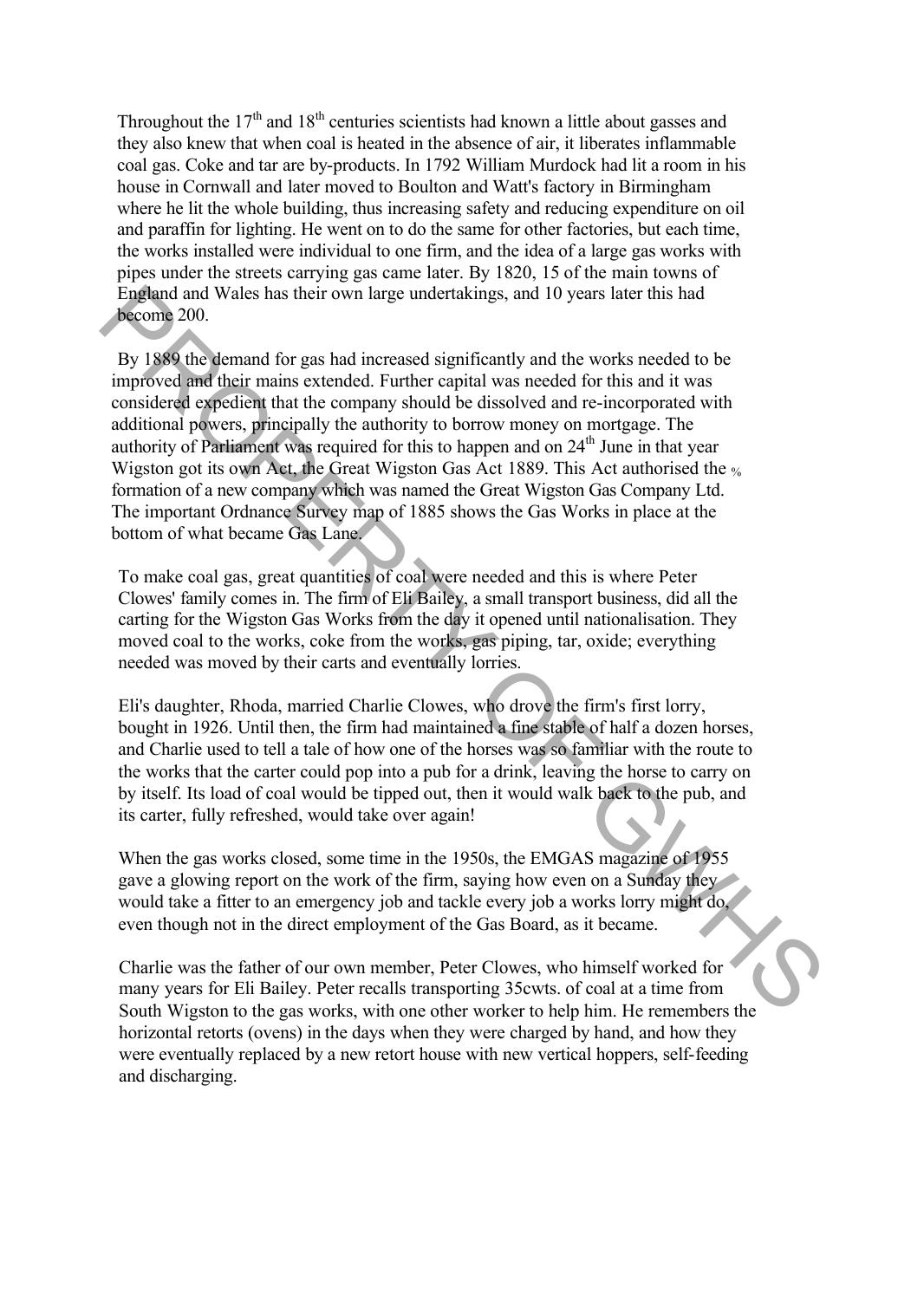Throughout the 17th and 18th centuries scientists had known a little about gasses and they also knew that when coal is heated in the absence of air, it liberates inflammable coal gas. Coke and tar are by-products. In 1792 William Murdock had lit a room in his house in Cornwall and later moved to Boulton and Watt's factory in Birmingham where he lit the whole building, thus increasing safety and reducing expenditure on oil and paraffin for lighting. He went on to do the same for other factories, but each time, the works installed were individual to one firm, and the idea of a large gas works with pipes under the streets carrying gas came later. By 1820, 15 of the main towns of England and Wales has their own large undertakings, and 10 years later this had become 200.

By 1889 the demand for gas had increased significantly and the works needed to be improved and their mains extended. Further capital was needed for this and it was considered expedient that the company should be dissolved and re-incorporated with additional powers, principally the authority to borrow money on mortgage. The authority of Parliament was required for this to happen and on 24th June in that year Wigston got its own Act, the Great Wigston Gas Act 1889. This Act authorised the formation of a new company which was named the Great Wigston Gas Company Ltd. The important Ordnance Survey map of 1885 shows the Gas Works in place at the bottom of what became Gas Lane.

To make coal gas, great quantities of coal were needed and this is where Peter Clowes' family comes in. The firm of Eli Bailey, a small transport business, did all the carting for the Wigston Gas Works from the day it opened until nationalisation. They moved coal to the works, coke from the works, gas piping, tar, oxide; everything needed was moved by their carts and eventually lorries.

Eli's daughter, Rhoda, married Charlie Clowes, who drove the firm's first lorry, bought in 1926. Until then, the firm had maintained a fine stable of half a dozen horses, and Charlie used to tell a tale of how one of the horses was so familiar with the route to the works that the carter could pop into a pub for a drink, leaving the horse to carry on by itself. Its load of coal would be tipped out, then it would walk back to the pub, and its carter, fully refreshed, would take over again!

When the gas works closed, some time in the 1950s, the EMGAS magazine of 1955 gave a glowing report on the work of the firm, saying how even on a Sunday they would take a fitter to an emergency job and tackle every job a works lorry might do, even though not in the direct employment of the Gas Board, as it became.

Charlie was the father of our own member, Peter Clowes, who himself worked for many years for Eli Bailey. Peter recalls transporting 35cwts. of coal at a time from South Wigston to the gas works, with one other worker to help him. He remembers the horizontal retorts (ovens) in the days when they were charged by hand, and how they were eventually replaced by a new retort house with new vertical hoppers, self-feeding and discharging.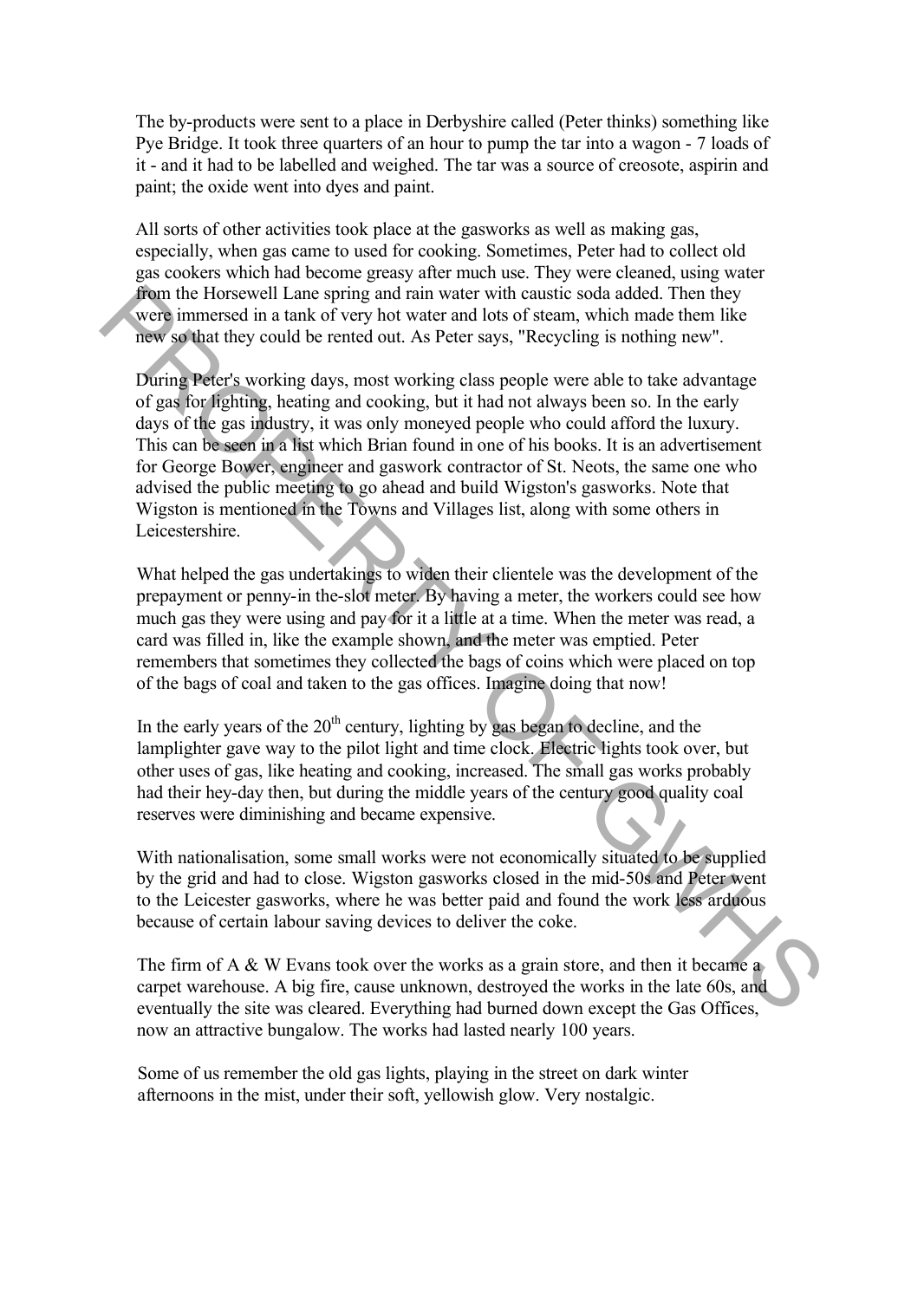The by-products were sent to a place in Derbyshire called (Peter thinks) something like Pye Bridge. It took three quarters of an hour to pump the tar into a wagon - 7 loads of it - and it had to be labelled and weighed. The tar was a source of creosote, aspirin and paint; the oxide went into dyes and paint.

All sorts of other activities took place at the gasworks as well as making gas, especially, when gas came to used for cooking. Sometimes, Peter had to collect old gas cookers which had become greasy after much use. They were cleaned, using water from the Horsewell Lane spring and rain water with caustic soda added. Then they were immersed in a tank of very hot water and lots of steam, which made them like new so that they could be rented out. As Peter says, "Recycling is nothing new".

During Peter's working days, most working class people were able to take advantage of gas for lighting, heating and cooking, but it had not always been so. In the early days of the gas industry, it was only moneyed people who could afford the luxury. This can be seen in a list which Brian found in one of his books. It is an advertisement for George Bower, engineer and gaswork contractor of St. Neots, the same one who advised the public meeting to go ahead and build Wigston's gasworks. Note that Wigston is mentioned in the Towns and Villages list, along with some others in Leicestershire.

What helped the gas undertakings to widen their clientele was the development of the prepayment or penny-in the-slot meter. By having a meter, the workers could see how much gas they were using and pay for it a little at a time. When the meter was read, a card was filled in, like the example shown, and the meter was emptied. Peter remembers that sometimes they collected the bags of coins which were placed on top of the bags of coal and taken to the gas offices. Imagine doing that now!

In the early years of the 20th century, lighting by gas began to decline, and the lamplighter gave way to the pilot light and time clock. Electric lights took over, but other uses of gas, like heating and cooking, increased. The small gas works probably had their hey-day then, but during the middle years of the century good quality coal reserves were diminishing and became expensive.

With nationalisation, some small works were not economically situated to be supplied by the grid and had to close. Wigston gasworks closed in the mid-50s and Peter went to the Leicester gasworks, where he was better paid and found the work less arduous because of certain labour saving devices to deliver the coke.

The firm of A & W Evans took over the works as a grain store, and then it became a carpet warehouse. A big fire, cause unknown, destroyed the works in the late 60s, and eventually the site was cleared. Everything had burned down except the Gas Offices, now an attractive bungalow. The works had lasted nearly 100 years.

Some of us remember the old gas lights, playing in the street on dark winter afternoons in the mist, under their soft, yellowish glow. Very nostalgic.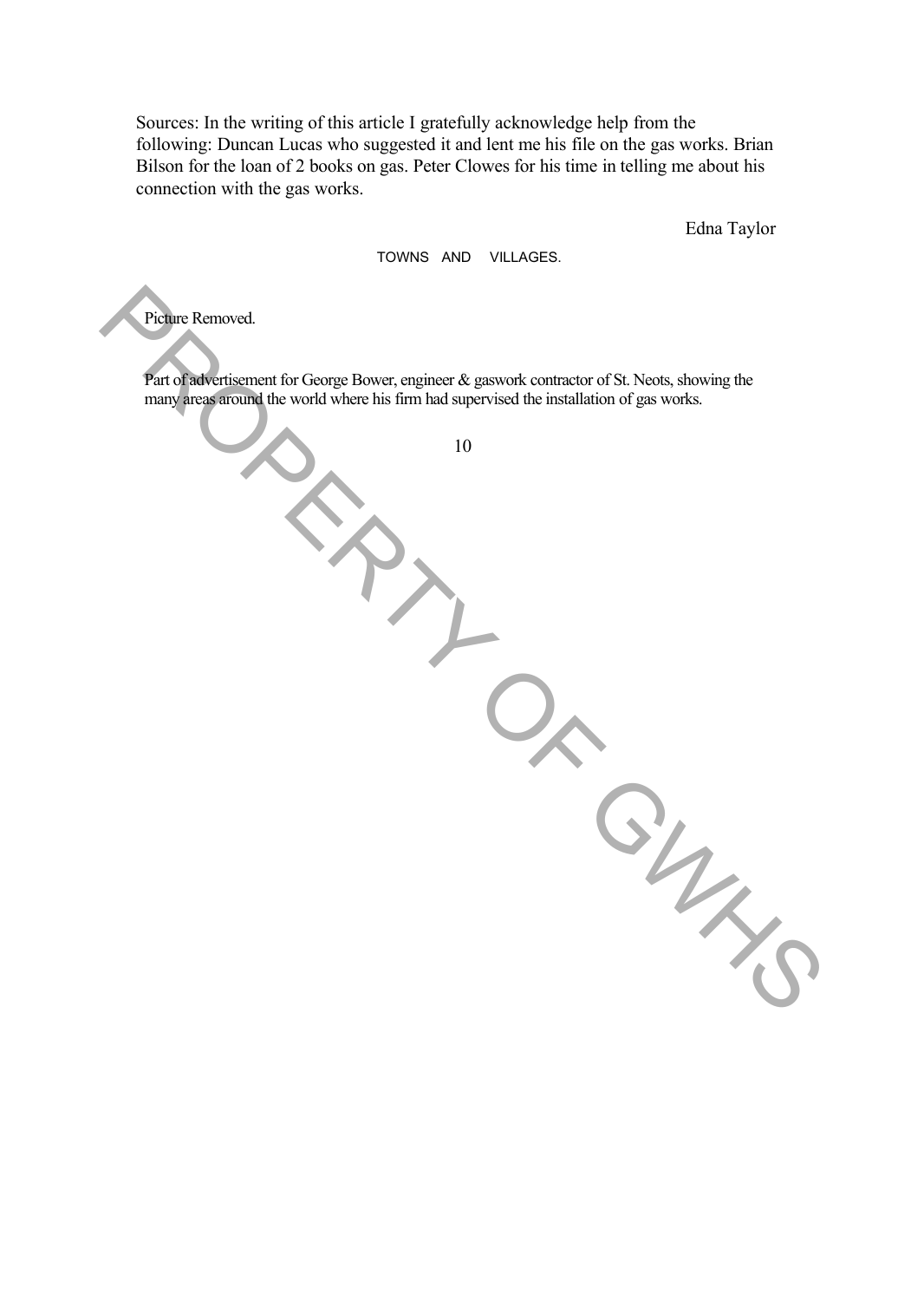Sources: In the writing of this article I gratefully acknowledge help from the following: Duncan Lucas who suggested it and lent me his file on the gas works. Brian Bilson for the loan of 2 books on gas. Peter Clowes for his time in telling me about his connection with the gas works.

Edna Taylor

TOWNS AND VILLAGES.

Picture Removed.

Part of advertisement for George Bower, engineer & gaswork contractor of St. Neots, showing the many areas around the world where his firm had supervised the installation of gas works.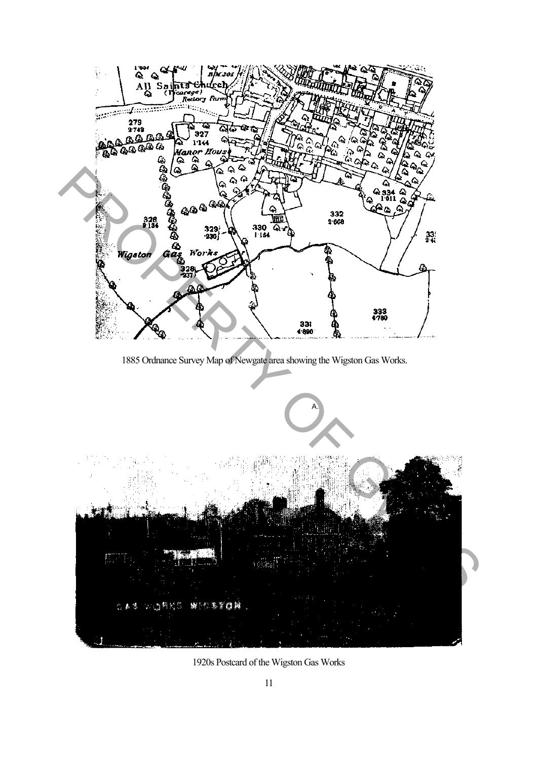1885 Ordnance Survey Map of Newgate area showing the Wigston Gas Works.

A.

1920s Postcard of the Wigston Gas Works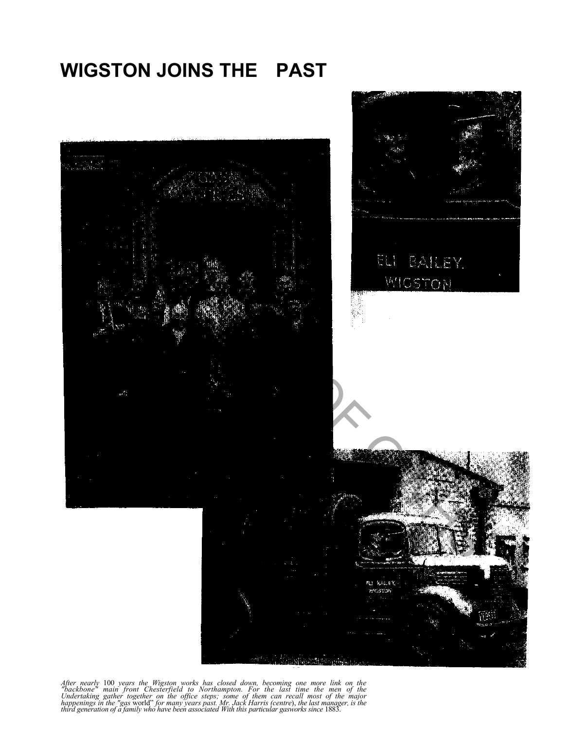# WIGSTON JOINS THE PAST

*After nearly 100 years the Wigston works has closed down, becoming one more link on the "backbone" main front Chesterfield to Northampton. For the last time the men of the Undertaking gather together on the office steps; some of them can recall most of the major happenings in the "gas world" for many years past. Mr. Jack Harris (centre), the last manager, is the third generation of a family who have been associated With this particular gasworks since 1883.*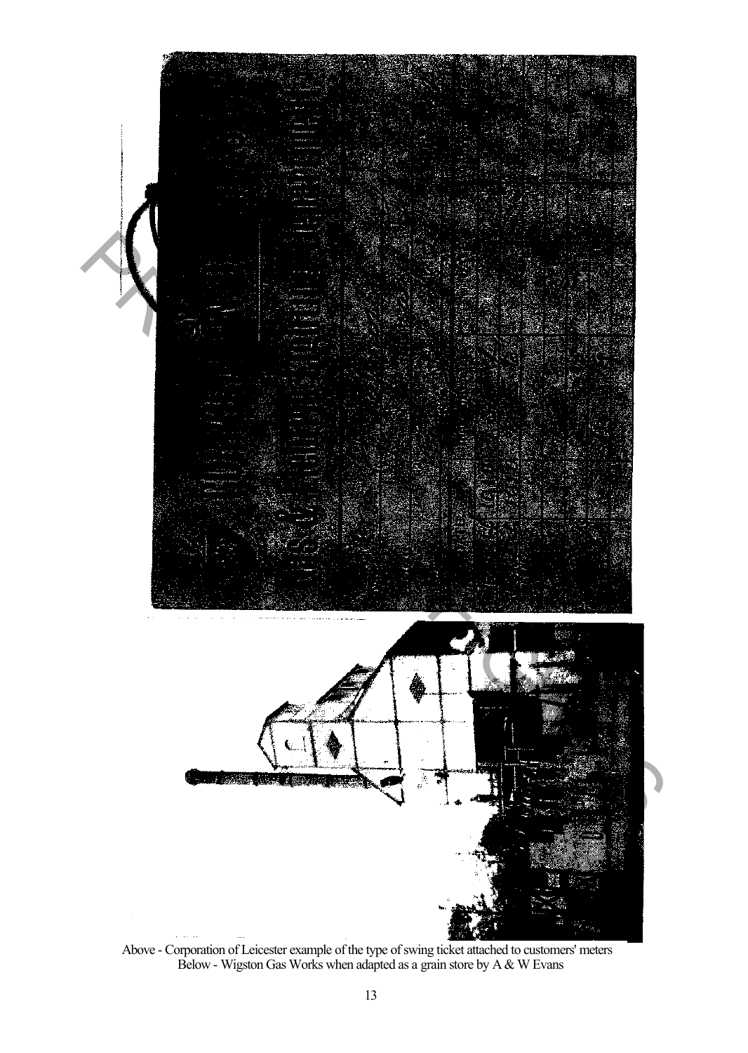Above - Corporation of Leicester example of the type of swing ticket attached to customers' meters
Below - Wigston Gas Works when adapted as a grain store by A & W Evans